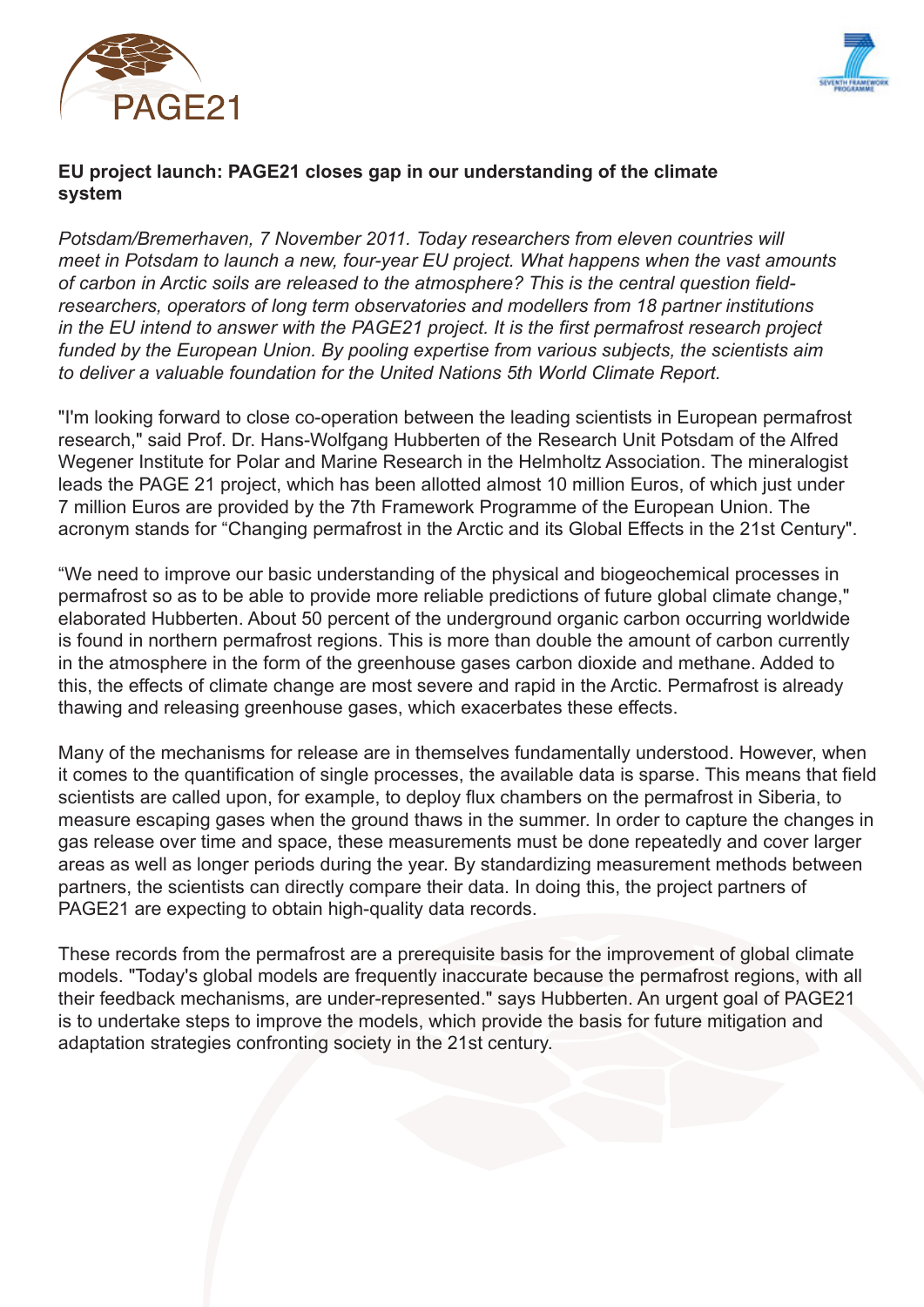# EU project launch: PAGE21 closes gap in our understanding of the climate system

*Potsdam/Bremerhaven, 7 November 2011. Today researchers from eleven countries will meet in Potsdam to launch a new, four-year EU project. What happens when the vast amounts of carbon in Arctic soils are released to the atmosphere? This is the central question field-researchers, operators of long term observatories and modellers from 18 partner institutions in the EU intend to answer with the PAGE21 project. It is the first permafrost research project funded by the European Union. By pooling expertise from various subjects, the scientists aim to deliver a valuable foundation for the United Nations 5th World Climate Report.*

"I'm looking forward to close co-operation between the leading scientists in European permafrost research," said Prof. Dr. Hans-Wolfgang Hubberten of the Research Unit Potsdam of the Alfred Wegener Institute for Polar and Marine Research in the Helmholtz Association. The mineralogist leads the PAGE 21 project, which has been allotted almost 10 million Euros, of which just under 7 million Euros are provided by the 7th Framework Programme of the European Union. The acronym stands for "Changing permafrost in the Arctic and its Global Effects in the 21st Century".

"We need to improve our basic understanding of the physical and biogeochemical processes in permafrost so as to be able to provide more reliable predictions of future global climate change," elaborated Hubberten. About 50 percent of the underground organic carbon occurring worldwide is found in northern permafrost regions. This is more than double the amount of carbon currently in the atmosphere in the form of the greenhouse gases carbon dioxide and methane. Added to this, the effects of climate change are most severe and rapid in the Arctic. Permafrost is already thawing and releasing greenhouse gases, which exacerbates these effects.

Many of the mechanisms for release are in themselves fundamentally understood. However, when it comes to the quantification of single processes, the available data is sparse. This means that field scientists are called upon, for example, to deploy flux chambers on the permafrost in Siberia, to measure escaping gases when the ground thaws in the summer. In order to capture the changes in gas release over time and space, these measurements must be done repeatedly and cover larger areas as well as longer periods during the year. By standardizing measurement methods between partners, the scientists can directly compare their data. In doing this, the project partners of PAGE21 are expecting to obtain high-quality data records.

These records from the permafrost are a prerequisite basis for the improvement of global climate models. "Today's global models are frequently inaccurate because the permafrost regions, with all their feedback mechanisms, are under-represented." says Hubberten. An urgent goal of PAGE21 is to undertake steps to improve the models, which provide the basis for future mitigation and adaptation strategies confronting society in the 21st century.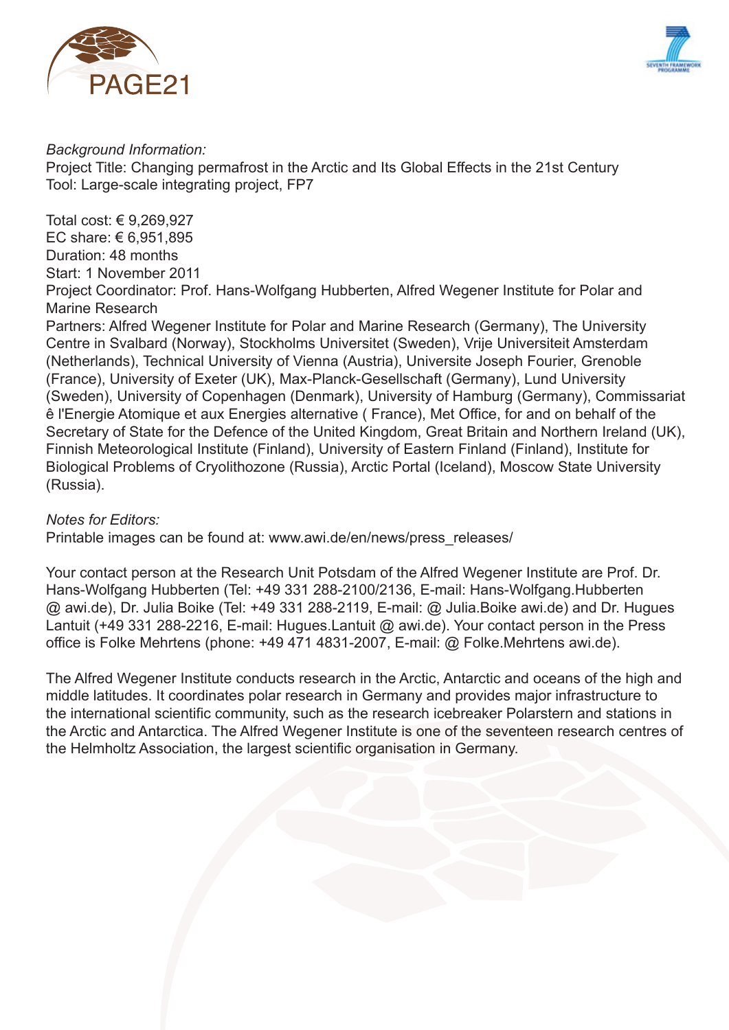*Background Information:*
Project Title: Changing permafrost in the Arctic and Its Global Effects in the 21st Century
Tool: Large-scale integrating project, FP7

Total cost: € 9,269,927
EC share: € 6,951,895
Duration: 48 months
Start: 1 November 2011
Project Coordinator: Prof. Hans-Wolfgang Hubberten, Alfred Wegener Institute for Polar and Marine Research
Partners: Alfred Wegener Institute for Polar and Marine Research (Germany), The University Centre in Svalbard (Norway), Stockholms Universitet (Sweden), Vrije Universiteit Amsterdam (Netherlands), Technical University of Vienna (Austria), Universite Joseph Fourier, Grenoble (France), University of Exeter (UK), Max-Planck-Gesellschaft (Germany), Lund University (Sweden), University of Copenhagen (Denmark), University of Hamburg (Germany), Commissariat ê l'Energie Atomique et aux Energies alternative ( France), Met Office, for and on behalf of the Secretary of State for the Defence of the United Kingdom, Great Britain and Northern Ireland (UK), Finnish Meteorological Institute (Finland), University of Eastern Finland (Finland), Institute for Biological Problems of Cryolithozone (Russia), Arctic Portal (Iceland), Moscow State University (Russia).

*Notes for Editors:*
Printable images can be found at: www.awi.de/en/news/press_releases/

Your contact person at the Research Unit Potsdam of the Alfred Wegener Institute are Prof. Dr. Hans-Wolfgang Hubberten (Tel: +49 331 288-2100/2136, E-mail: Hans-Wolfgang.Hubberten @ awi.de), Dr. Julia Boike (Tel: +49 331 288-2119, E-mail: @ Julia.Boike awi.de) and Dr. Hugues Lantuit (+49 331 288-2216, E-mail: Hugues.Lantuit @ awi.de). Your contact person in the Press office is Folke Mehrtens (phone: +49 471 4831-2007, E-mail: @ Folke.Mehrtens awi.de).

The Alfred Wegener Institute conducts research in the Arctic, Antarctic and oceans of the high and middle latitudes. It coordinates polar research in Germany and provides major infrastructure to the international scientific community, such as the research icebreaker Polarstern and stations in the Arctic and Antarctica. The Alfred Wegener Institute is one of the seventeen research centres of the Helmholtz Association, the largest scientific organisation in Germany.